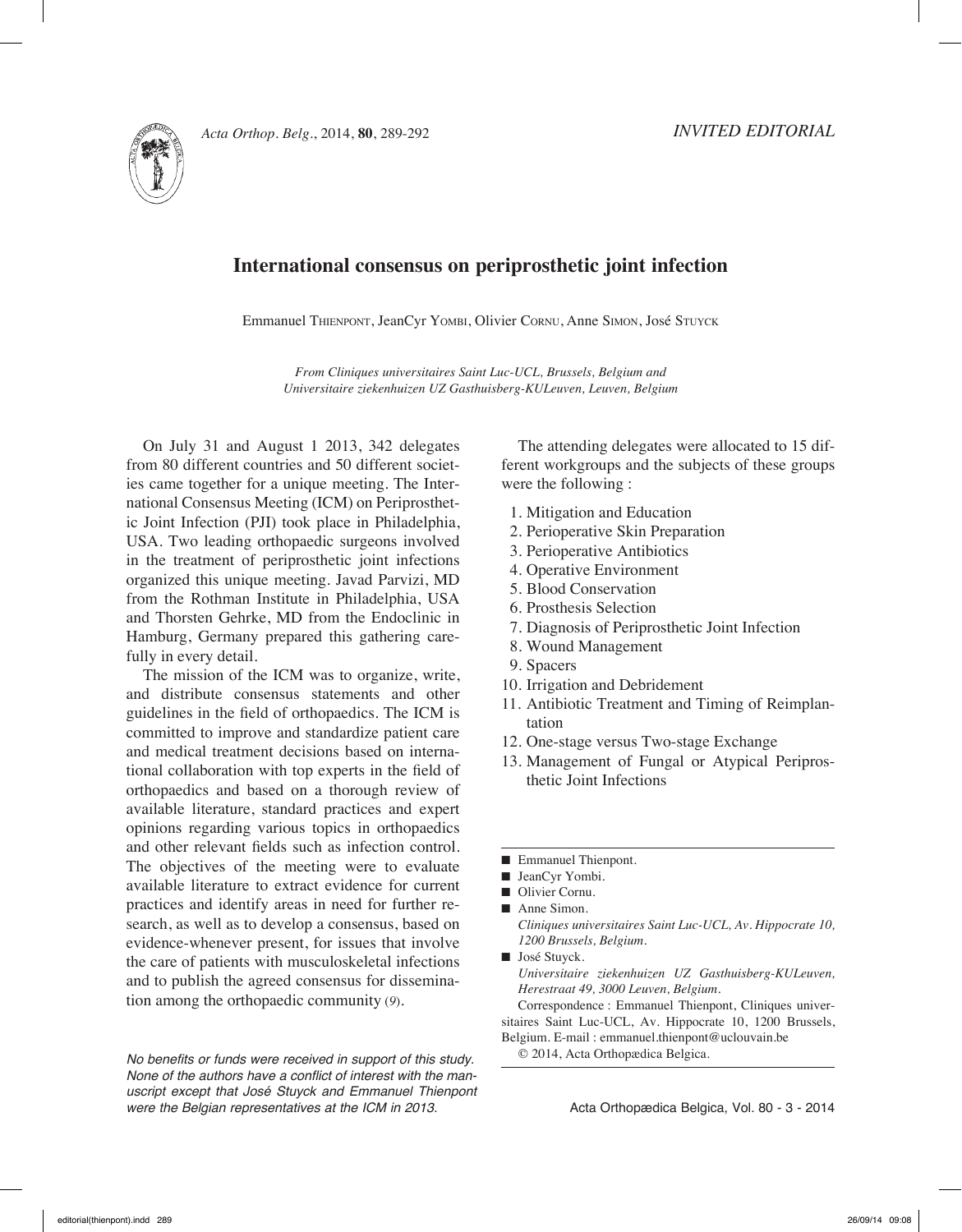INVITED EDITORIAL

# International consensus on periprosthetic joint infection

Emmanuel Thienpont, JeanCyr Yombi, Olivier Cornu, Anne Simon, José Stuyck

*From Cliniques universitaires Saint Luc-UCL, Brussels, Belgium and Universitaire ziekenhuizen UZ Gasthuisberg-KULeuven, Leuven, Belgium*

On July 31 and August 1 2013, 342 delegates from 80 different countries and 50 different societies came together for a unique meeting. The International Consensus Meeting (ICM) on Periprosthetic Joint Infection (PJI) took place in Philadelphia, USA. Two leading orthopaedic surgeons involved in the treatment of periprosthetic joint infections organized this unique meeting. Javad Parvizi, MD from the Rothman Institute in Philadelphia, USA and Thorsten Gehrke, MD from the Endoclinic in Hamburg, Germany prepared this gathering carefully in every detail.

The mission of the ICM was to organize, write, and distribute consensus statements and other guidelines in the field of orthopaedics. The ICM is committed to improve and standardize patient care and medical treatment decisions based on international collaboration with top experts in the field of orthopaedics and based on a thorough review of available literature, standard practices and expert opinions regarding various topics in orthopaedics and other relevant fields such as infection control. The objectives of the meeting were to evaluate available literature to extract evidence for current practices and identify areas in need for further research, as well as to develop a consensus, based on evidence-whenever present, for issues that involve the care of patients with musculoskeletal infections and to publish the agreed consensus for dissemination among the orthopaedic community (9).

*No benefits or funds were received in support of this study. None of the authors have a conflict of interest with the manuscript except that José Stuyck and Emmanuel Thienpont were the Belgian representatives at the ICM in 2013.*

The attending delegates were allocated to 15 different workgroups and the subjects of these groups were the following :

1. Mitigation and Education
2. Perioperative Skin Preparation
3. Perioperative Antibiotics
4. Operative Environment
5. Blood Conservation
6. Prosthesis Selection
7. Diagnosis of Periprosthetic Joint Infection
8. Wound Management
9. Spacers
10. Irrigation and Debridement
11. Antibiotic Treatment and Timing of Reimplantation
12. One-stage versus Two-stage Exchange
13. Management of Fungal or Atypical Periprosthetic Joint Infections

- Emmanuel Thienpont.
- JeanCyr Yombi.
- Olivier Cornu.
- Anne Simon.
  *Cliniques universitaires Saint Luc-UCL, Av. Hippocrate 10, 1200 Brussels, Belgium.*
- José Stuyck.
  *Universitaire ziekenhuizen UZ Gasthuisberg-KULeuven, Herestraat 49, 3000 Leuven, Belgium.*

Correspondence : Emmanuel Thienpont, Cliniques universitaires Saint Luc-UCL, Av. Hippocrate 10, 1200 Brussels, Belgium. E-mail : emmanuel.thienpont@uclouvain.be

© 2014, Acta Orthopædica Belgica.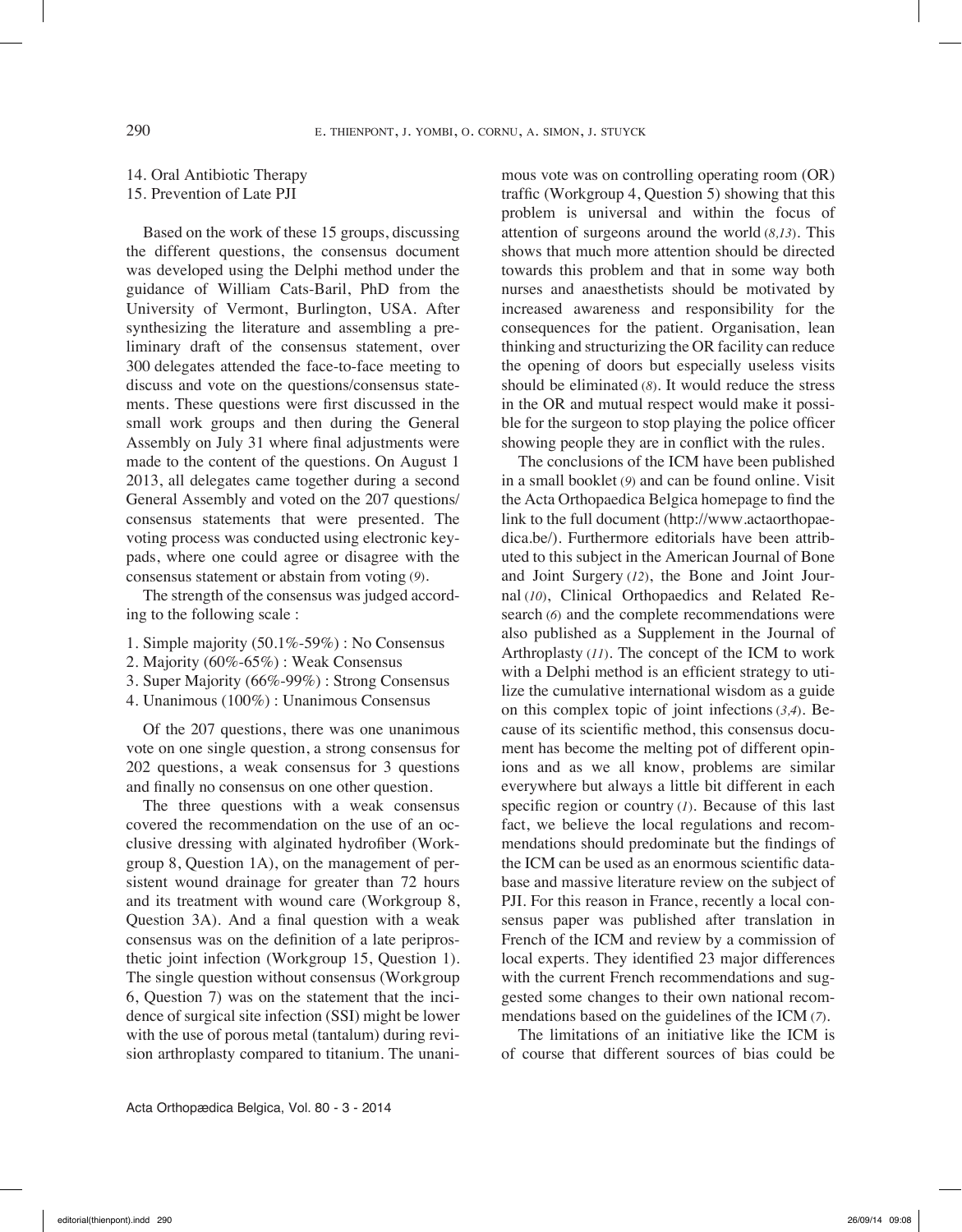14. Oral Antibiotic Therapy
15. Prevention of Late PJI

Based on the work of these 15 groups, discussing the different questions, the consensus document was developed using the Delphi method under the guidance of William Cats-Baril, PhD from the University of Vermont, Burlington, USA. After synthesizing the literature and assembling a preliminary draft of the consensus statement, over 300 delegates attended the face-to-face meeting to discuss and vote on the questions/consensus statements. These questions were first discussed in the small work groups and then during the General Assembly on July 31 where final adjustments were made to the content of the questions. On August 1 2013, all delegates came together during a second General Assembly and voted on the 207 questions/consensus statements that were presented. The voting process was conducted using electronic keypads, where one could agree or disagree with the consensus statement or abstain from voting (9).

The strength of the consensus was judged according to the following scale :

1. Simple majority (50.1%-59%) : No Consensus
2. Majority (60%-65%) : Weak Consensus
3. Super Majority (66%-99%) : Strong Consensus
4. Unanimous (100%) : Unanimous Consensus

Of the 207 questions, there was one unanimous vote on one single question, a strong consensus for 202 questions, a weak consensus for 3 questions and finally no consensus on one other question.

The three questions with a weak consensus covered the recommendation on the use of an occlusive dressing with alginated hydrofiber (Workgroup 8, Question 1A), on the management of persistent wound drainage for greater than 72 hours and its treatment with wound care (Workgroup 8, Question 3A). And a final question with a weak consensus was on the definition of a late periprosthetic joint infection (Workgroup 15, Question 1). The single question without consensus (Workgroup 6, Question 7) was on the statement that the incidence of surgical site infection (SSI) might be lower with the use of porous metal (tantalum) during revision arthroplasty compared to titanium. The unanimous vote was on controlling operating room (OR) traffic (Workgroup 4, Question 5) showing that this problem is universal and within the focus of attention of surgeons around the world (8,13). This shows that much more attention should be directed towards this problem and that in some way both nurses and anaesthetists should be motivated by increased awareness and responsibility for the consequences for the patient. Organisation, lean thinking and structurizing the OR facility can reduce the opening of doors but especially useless visits should be eliminated (8). It would reduce the stress in the OR and mutual respect would make it possible for the surgeon to stop playing the police officer showing people they are in conflict with the rules.

The conclusions of the ICM have been published in a small booklet (9) and can be found online. Visit the Acta Orthopaedica Belgica homepage to find the link to the full document (http://www.actaorthopaedica.be/). Furthermore editorials have been attributed to this subject in the American Journal of Bone and Joint Surgery (12), the Bone and Joint Journal (10), Clinical Orthopaedics and Related Research (6) and the complete recommendations were also published as a Supplement in the Journal of Arthroplasty (11). The concept of the ICM to work with a Delphi method is an efficient strategy to utilize the cumulative international wisdom as a guide on this complex topic of joint infections (3,4). Because of its scientific method, this consensus document has become the melting pot of different opinions and as we all know, problems are similar everywhere but always a little bit different in each specific region or country (1). Because of this last fact, we believe the local regulations and recommendations should predominate but the findings of the ICM can be used as an enormous scientific database and massive literature review on the subject of PJI. For this reason in France, recently a local consensus paper was published after translation in French of the ICM and review by a commission of local experts. They identified 23 major differences with the current French recommendations and suggested some changes to their own national recommendations based on the guidelines of the ICM (7).

The limitations of an initiative like the ICM is of course that different sources of bias could be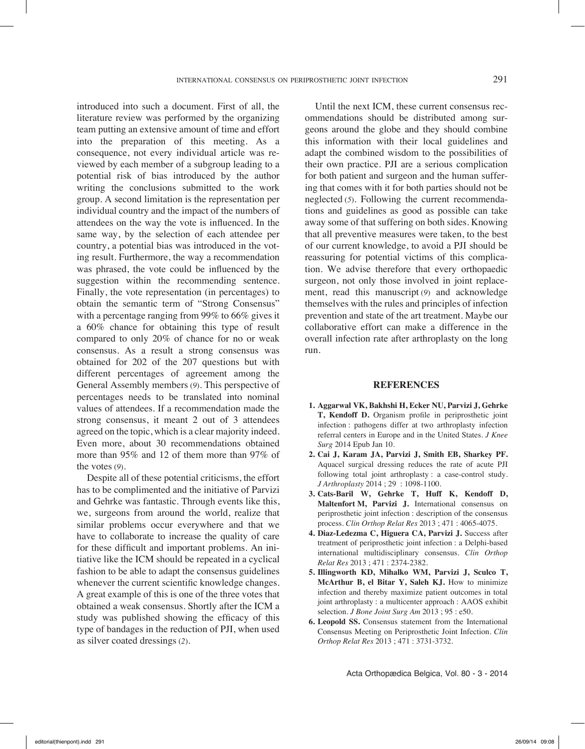introduced into such a document. First of all, the literature review was performed by the organizing team putting an extensive amount of time and effort into the preparation of this meeting. As a consequence, not every individual article was reviewed by each member of a subgroup leading to a potential risk of bias introduced by the author writing the conclusions submitted to the work group. A second limitation is the representation per individual country and the impact of the numbers of attendees on the way the vote is influenced. In the same way, by the selection of each attendee per country, a potential bias was introduced in the voting result. Furthermore, the way a recommendation was phrased, the vote could be influenced by the suggestion within the recommending sentence. Finally, the vote representation (in percentages) to obtain the semantic term of "Strong Consensus" with a percentage ranging from 99% to 66% gives it a 60% chance for obtaining this type of result compared to only 20% of chance for no or weak consensus. As a result a strong consensus was obtained for 202 of the 207 questions but with different percentages of agreement among the General Assembly members (9). This perspective of percentages needs to be translated into nominal values of attendees. If a recommendation made the strong consensus, it meant 2 out of 3 attendees agreed on the topic, which is a clear majority indeed. Even more, about 30 recommendations obtained more than 95% and 12 of them more than 97% of the votes (9).

Despite all of these potential criticisms, the effort has to be complimented and the initiative of Parvizi and Gehrke was fantastic. Through events like this, we, surgeons from around the world, realize that similar problems occur everywhere and that we have to collaborate to increase the quality of care for these difficult and important problems. An initiative like the ICM should be repeated in a cyclical fashion to be able to adapt the consensus guidelines whenever the current scientific knowledge changes. A great example of this is one of the three votes that obtained a weak consensus. Shortly after the ICM a study was published showing the efficacy of this type of bandages in the reduction of PJI, when used as silver coated dressings (2).

Until the next ICM, these current consensus recommendations should be distributed among surgeons around the globe and they should combine this information with their local guidelines and adapt the combined wisdom to the possibilities of their own practice. PJI are a serious complication for both patient and surgeon and the human suffering that comes with it for both parties should not be neglected (5). Following the current recommendations and guidelines as good as possible can take away some of that suffering on both sides. Knowing that all preventive measures were taken, to the best of our current knowledge, to avoid a PJI should be reassuring for potential victims of this complication. We advise therefore that every orthopaedic surgeon, not only those involved in joint replacement, read this manuscript (9) and acknowledge themselves with the rules and principles of infection prevention and state of the art treatment. Maybe our collaborative effort can make a difference in the overall infection rate after arthroplasty on the long run.

## REFERENCES

1. **Aggarwal VK, Bakhshi H, Ecker NU, Parvizi J, Gehrke T, Kendoff D.** Organism profile in periprosthetic joint infection : pathogens differ at two arthroplasty infection referral centers in Europe and in the United States. *J Knee Surg* 2014 Epub Jan 10.
2. **Cai J, Karam JA, Parvizi J, Smith EB, Sharkey PF.** Aquacel surgical dressing reduces the rate of acute PJI following total joint arthroplasty : a case-control study. *J Arthroplasty* 2014 ; 29 : 1098-1100.
3. **Cats-Baril W, Gehrke T, Huff K, Kendoff D, Maltenfort M, Parvizi J.** International consensus on periprosthetic joint infection : description of the consensus process. *Clin Orthop Relat Res* 2013 ; 471 : 4065-4075.
4. **Diaz-Ledezma C, Higuera CA, Parvizi J.** Success after treatment of periprosthetic joint infection : a Delphi-based international multidisciplinary consensus. *Clin Orthop Relat Res* 2013 ; 471 : 2374-2382.
5. **Illingworth KD, Mihalko WM, Parvizi J, Sculco T, McArthur B, el Bitar Y, Saleh KJ.** How to minimize infection and thereby maximize patient outcomes in total joint arthroplasty : a multicenter approach : AAOS exhibit selection. *J Bone Joint Surg Am* 2013 ; 95 : e50.
6. **Leopold SS.** Consensus statement from the International Consensus Meeting on Periprosthetic Joint Infection. *Clin Orthop Relat Res* 2013 ; 471 : 3731-3732.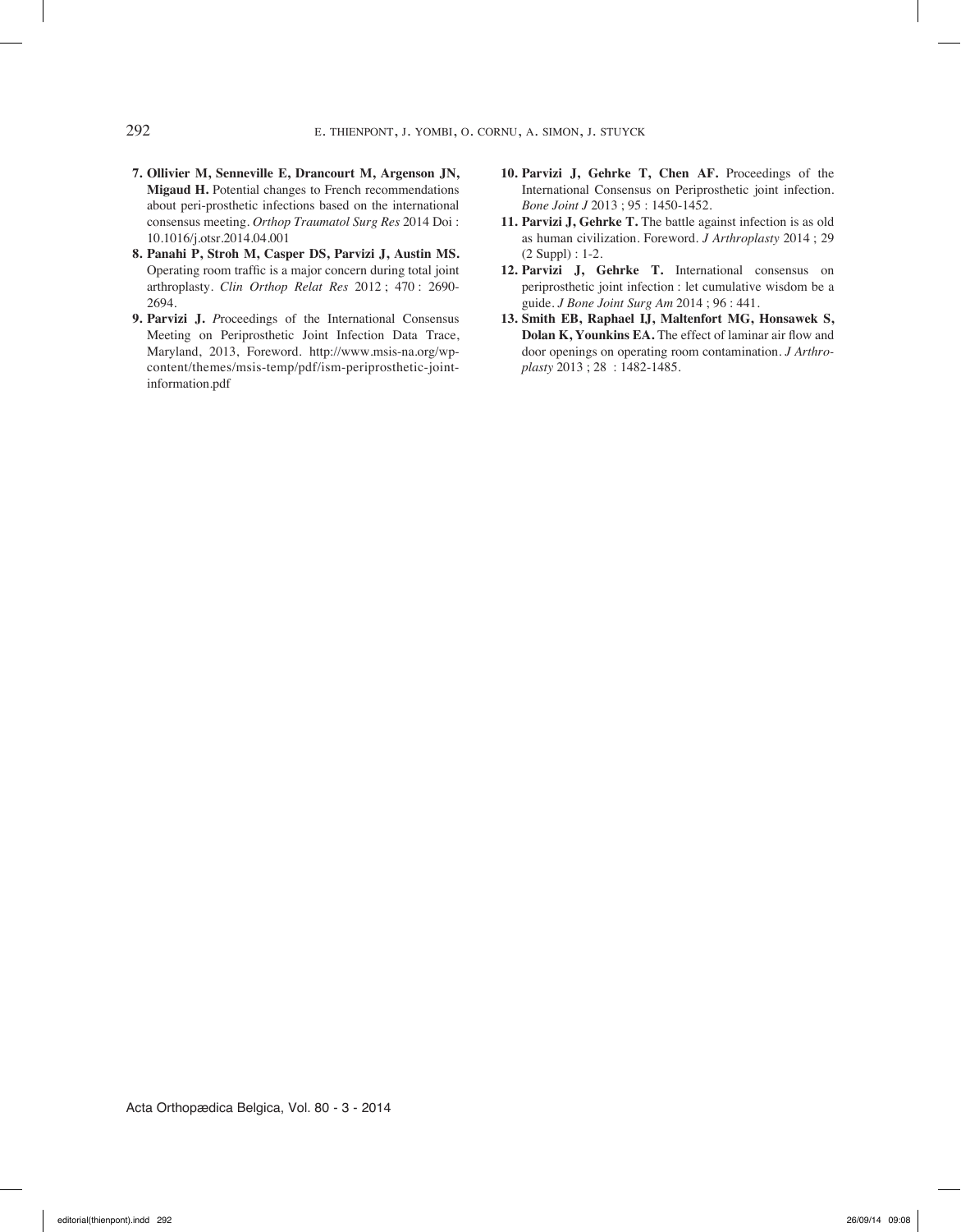7. **Ollivier M, Senneville E, Drancourt M, Argenson JN, Migaud H.** Potential changes to French recommendations about peri-prosthetic infections based on the international consensus meeting. *Orthop Traumatol Surg Res* 2014 Doi : 10.1016/j.otsr.2014.04.001
8. **Panahi P, Stroh M, Casper DS, Parvizi J, Austin MS.** Operating room traffic is a major concern during total joint arthroplasty. *Clin Orthop Relat Res* 2012 ; 470 : 2690-2694.
9. **Parvizi J.** Proceedings of the International Consensus Meeting on Periprosthetic Joint Infection Data Trace, Maryland, 2013, Foreword. http://www.msis-na.org/wp-content/themes/msis-temp/pdf/ism-periprosthetic-joint-information.pdf
10. **Parvizi J, Gehrke T, Chen AF.** Proceedings of the International Consensus on Periprosthetic joint infection. *Bone Joint J* 2013 ; 95 : 1450-1452.
11. **Parvizi J, Gehrke T.** The battle against infection is as old as human civilization. Foreword. *J Arthroplasty* 2014 ; 29 (2 Suppl) : 1-2.
12. **Parvizi J, Gehrke T.** International consensus on periprosthetic joint infection : let cumulative wisdom be a guide. *J Bone Joint Surg Am* 2014 ; 96 : 441.
13. **Smith EB, Raphael IJ, Maltenfort MG, Honsawek S, Dolan K, Younkins EA.** The effect of laminar air flow and door openings on operating room contamination. *J Arthroplasty* 2013 ; 28 : 1482-1485.